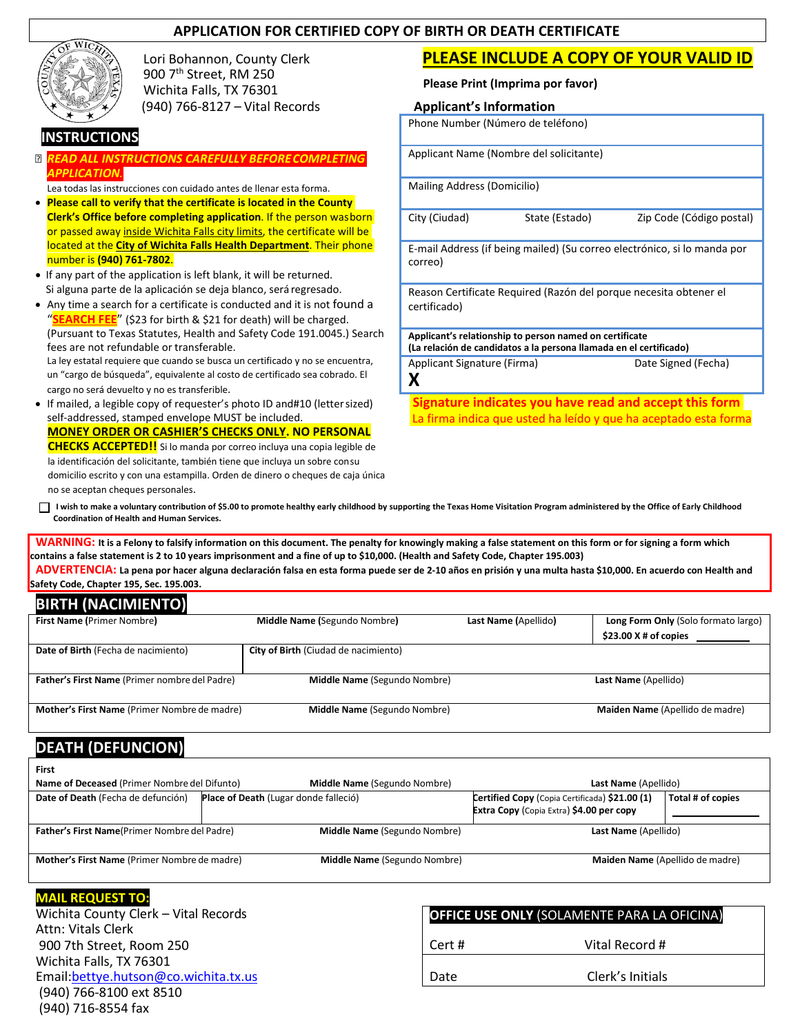# APPLICATION FOR CERTIFIED COPY OF BIRTH OR DEATH CERTIFICATE

Lori Bohannon, County Clerk
900 7th Street, RM 250
Wichita Falls, TX 76301
(940) 766-8127 – Vital Records

## INSTRUCTIONS

- ***READ ALL INSTRUCTIONS CAREFULLY BEFORE COMPLETING APPLICATION.***

  Lea todas las instrucciones con cuidado antes de llenar esta forma.

- **Please call to verify that the certificate is located in the County Clerk's Office before completing application**. If the person was born or passed away inside Wichita Falls city limits, the certificate will be located at the **City of Wichita Falls Health Department**. Their phone number is **(940) 761-7802**.
- If any part of the application is left blank, it will be returned.
  Si alguna parte de la aplicación se deja blanco, será regresado.
- Any time a search for a certificate is conducted and it is not found a "**SEARCH FEE**" ($23 for birth & $21 for death) will be charged. (Pursuant to Texas Statutes, Health and Safety Code 191.0045.) Search fees are not refundable or transferable.
  La ley estatal requiere que cuando se busca un certificado y no se encuentra, un "cargo de búsqueda", equivalente al costo de certificado sea cobrado. El cargo no será devuelto y no es transferible.
- If mailed, a legible copy of requester's photo ID and#10 (letter sized) self-addressed, stamped envelope MUST be included.
  **MONEY ORDER OR CASHIER'S CHECKS ONLY. NO PERSONAL CHECKS ACCEPTED!!** Si lo manda por correo incluya una copia legible de la identificación del solicitante, también tiene que incluya un sobre consu domicilio escrito y con una estampilla. Orden de dinero o cheques de caja única no se aceptan cheques personales.

## PLEASE INCLUDE A COPY OF YOUR VALID ID

**Please Print (Imprima por favor)**

### Applicant's Information

| |
|---|
| Phone Number (Número de teléfono) |
| Applicant Name (Nombre del solicitante) |
| Mailing Address (Domicilio) |
| City (Ciudad) State (Estado) Zip Code (Código postal) |
| E-mail Address (if being mailed) (Su correo electrónico, si lo manda por correo) |
| Reason Certificate Required (Razón del porque necesita obtener el certificado) |
| **Applicant's relationship to person named on certificate (La relación de candidatos a la persona llamada en el certificado)** |
| Applicant Signature (Firma) **X** Date Signed (Fecha) |

**Signature indicates you have read and accept this form**
La firma indica que usted ha leído y que ha aceptado esta forma

☐ **I wish to make a voluntary contribution of $5.00 to promote healthy early childhood by supporting the Texas Home Visitation Program administered by the Office of Early Childhood Coordination of Health and Human Services.**

**WARNING: It is a Felony to falsify information on this document. The penalty for knowingly making a false statement on this form or for signing a form which contains a false statement is 2 to 10 years imprisonment and a fine of up to $10,000. (Health and Safety Code, Chapter 195.003)**
**ADVERTENCIA: La pena por hacer alguna declaración falsa en esta forma puede ser de 2-10 años en prisión y una multa hasta $10,000. En acuerdo con Health and Safety Code, Chapter 195, Sec. 195.003.**

## BIRTH (NACIMIENTO)

| **First Name** (Primer Nombre) | **Middle Name** (Segundo Nombre) | **Last Name** (Apellido) | **Long Form Only** (Solo formato largo) **$23.00 X # of copies** ______ |
|---|---|---|---|
| **Date of Birth** (Fecha de nacimiento) | **City of Birth** (Ciudad de nacimiento) | | |
| **Father's First Name** (Primer nombre del Padre) | **Middle Name** (Segundo Nombre) | **Last Name** (Apellido) | |
| **Mother's First Name** (Primer Nombre de madre) | **Middle Name** (Segundo Nombre) | **Maiden Name** (Apellido de madre) | |

## DEATH (DEFUNCION)

| **First Name of Deceased** (Primer Nombre del Difunto) | **Middle Name** (Segundo Nombre) | **Last Name** (Apellido) | |
|---|---|---|---|
| **Date of Death** (Fecha de defunción) | **Place of Death** (Lugar donde falleció) | **Certified Copy** (Copia Certificada) **$21.00 (1)** **Extra Copy** (Copia Extra) **$4.00 per copy** | **Total # of copies** ______ |
| **Father's First Name** (Primer Nombre del Padre) | **Middle Name** (Segundo Nombre) | **Last Name** (Apellido) | |
| **Mother's First Name** (Primer Nombre de madre) | **Middle Name** (Segundo Nombre) | **Maiden Name** (Apellido de madre) | |

**MAIL REQUEST TO:**
Wichita County Clerk – Vital Records
Attn: Vitals Clerk
900 7th Street, Room 250
Wichita Falls, TX 76301
Email: bettye.hutson@co.wichita.tx.us
(940) 766-8100 ext 8510
(940) 716-8554 fax

| **OFFICE USE ONLY** (SOLAMENTE PARA LA OFICINA) | |
|---|---|
| Cert # | Vital Record # |
| Date | Clerk's Initials |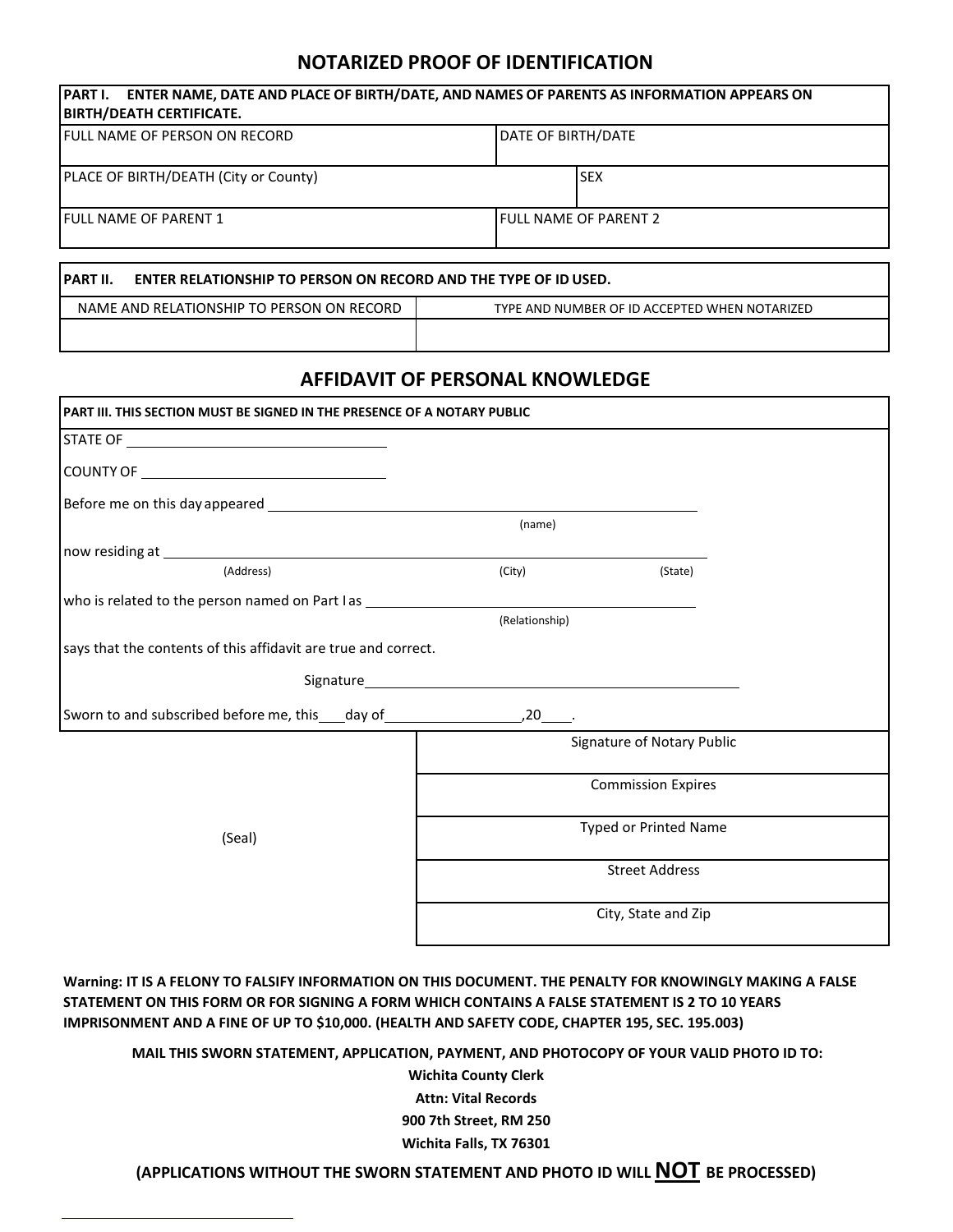# NOTARIZED PROOF OF IDENTIFICATION

| PART I. ENTER NAME, DATE AND PLACE OF BIRTH/DATE, AND NAMES OF PARENTS AS INFORMATION APPEARS ON BIRTH/DEATH CERTIFICATE. | |
|---|---|
| FULL NAME OF PERSON ON RECORD | DATE OF BIRTH/DATE |
| PLACE OF BIRTH/DEATH (City or County) | SEX |
| FULL NAME OF PARENT 1 | FULL NAME OF PARENT 2 |

| PART II. ENTER RELATIONSHIP TO PERSON ON RECORD AND THE TYPE OF ID USED. | |
|---|---|
| NAME AND RELATIONSHIP TO PERSON ON RECORD | TYPE AND NUMBER OF ID ACCEPTED WHEN NOTARIZED |
| | |

# AFFIDAVIT OF PERSONAL KNOWLEDGE

**PART III. THIS SECTION MUST BE SIGNED IN THE PRESENCE OF A NOTARY PUBLIC**

STATE OF ______________________________

COUNTY OF ______________________________

Before me on this day appeared ______________________________________________
(name)

now residing at ______________________________________________________________
(Address) (City) (State)

who is related to the person named on Part I as ______________________________
(Relationship)

says that the contents of this affidavit are true and correct.

Signature ______________________________________________

Sworn to and subscribed before me, this ___ day of ________________ ,20____.

| | |
|---|---|
| (Seal) | Signature of Notary Public |
| | Commission Expires |
| | Typed or Printed Name |
| | Street Address |
| | City, State and Zip |

**Warning: IT IS A FELONY TO FALSIFY INFORMATION ON THIS DOCUMENT. THE PENALTY FOR KNOWINGLY MAKING A FALSE STATEMENT ON THIS FORM OR FOR SIGNING A FORM WHICH CONTAINS A FALSE STATEMENT IS 2 TO 10 YEARS IMPRISONMENT AND A FINE OF UP TO $10,000. (HEALTH AND SAFETY CODE, CHAPTER 195, SEC. 195.003)**

**MAIL THIS SWORN STATEMENT, APPLICATION, PAYMENT, AND PHOTOCOPY OF YOUR VALID PHOTO ID TO:**

**Wichita County Clerk**
**Attn: Vital Records**
**900 7th Street, RM 250**
**Wichita Falls, TX 76301**

**(APPLICATIONS WITHOUT THE SWORN STATEMENT AND PHOTO ID WILL NOT BE PROCESSED)**